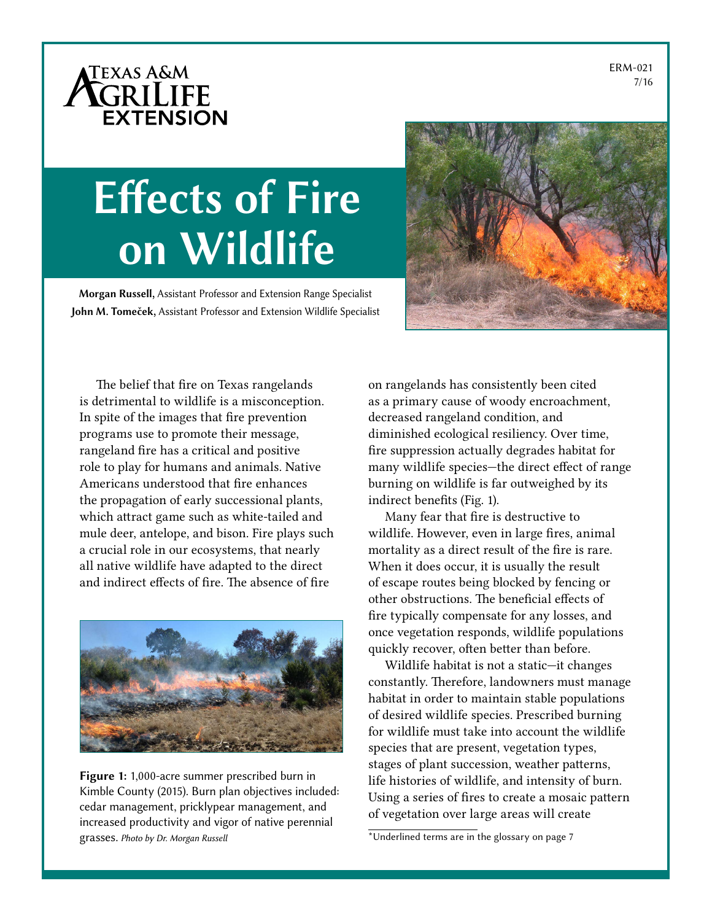Texas A&M AgriLife Extension

ERM-021
7/16

# Effects of Fire on Wildlife

**Morgan Russell,** Assistant Professor and Extension Range Specialist
**John M. Tomeček,** Assistant Professor and Extension Wildlife Specialist

The belief that fire on Texas rangelands is detrimental to wildlife is a misconception. In spite of the images that fire prevention programs use to promote their message, rangeland fire has a critical and positive role to play for humans and animals. Native Americans understood that fire enhances the propagation of early successional plants, which attract game such as white-tailed and mule deer, antelope, and bison. Fire plays such a crucial role in our ecosystems, that nearly all native wildlife have adapted to the direct and indirect effects of fire. The absence of fire on rangelands has consistently been cited as a primary cause of woody encroachment, decreased rangeland condition, and diminished ecological resiliency. Over time, fire suppression actually degrades habitat for many wildlife species—the direct effect of range burning on wildlife is far outweighed by its indirect benefits (Fig. 1).

**Figure 1:** 1,000-acre summer prescribed burn in Kimble County (2015). Burn plan objectives included: cedar management, pricklypear management, and increased productivity and vigor of native perennial grasses. *Photo by Dr. Morgan Russell*

Many fear that fire is destructive to wildlife. However, even in large fires, animal mortality as a direct result of the fire is rare. When it does occur, it is usually the result of escape routes being blocked by fencing or other obstructions. The beneficial effects of fire typically compensate for any losses, and once vegetation responds, wildlife populations quickly recover, often better than before.

Wildlife habitat is not a static—it changes constantly. Therefore, landowners must manage habitat in order to maintain stable populations of desired wildlife species. Prescribed burning for wildlife must take into account the wildlife species that are present, vegetation types, stages of plant succession, weather patterns, life histories of wildlife, and intensity of burn. Using a series of fires to create a mosaic pattern of vegetation over large areas will create

*Underlined terms are in the glossary on page 7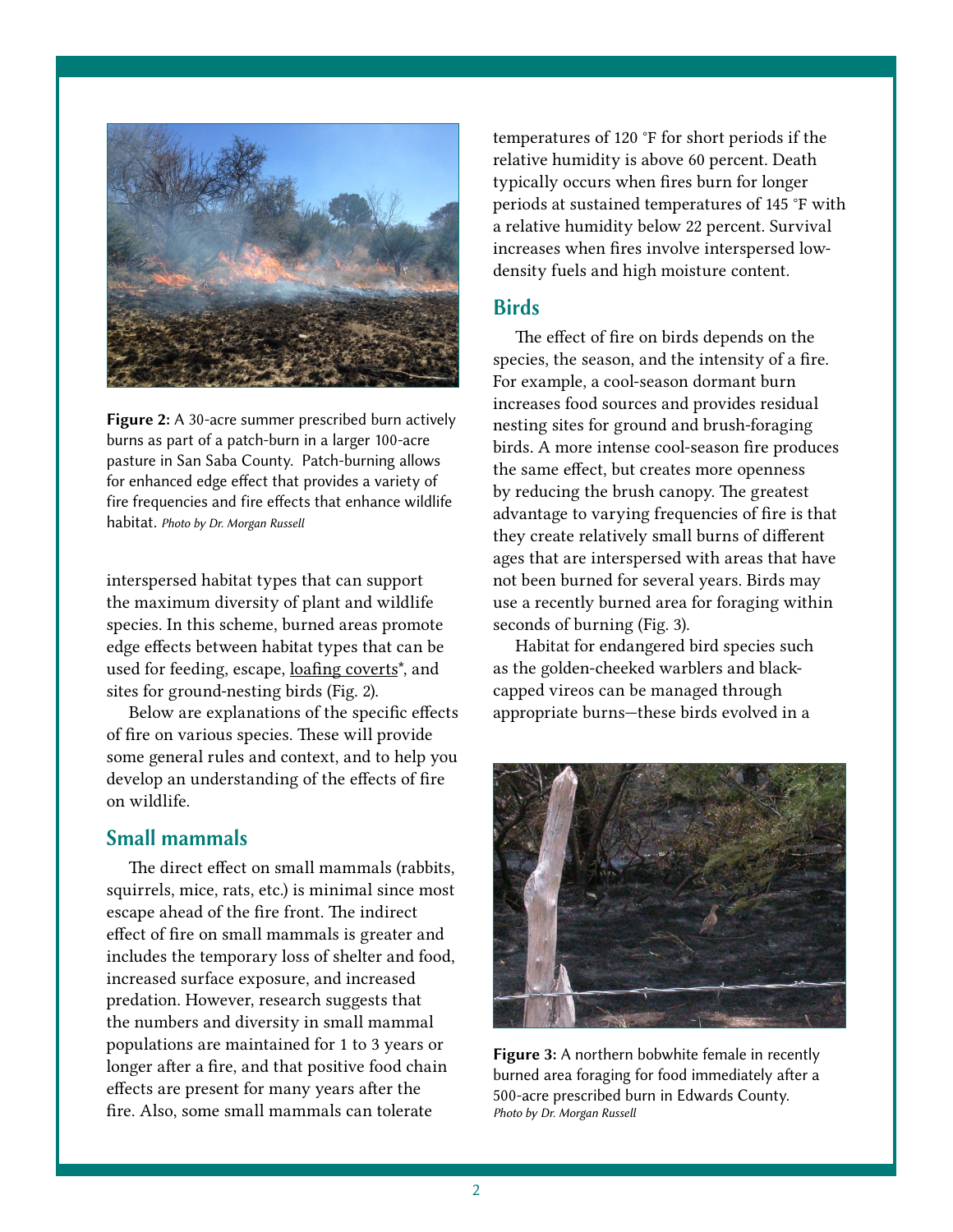**Figure 2:** A 30-acre summer prescribed burn actively burns as part of a patch-burn in a larger 100-acre pasture in San Saba County. Patch-burning allows for enhanced edge effect that provides a variety of fire frequencies and fire effects that enhance wildlife habitat. *Photo by Dr. Morgan Russell*

interspersed habitat types that can support the maximum diversity of plant and wildlife species. In this scheme, burned areas promote edge effects between habitat types that can be used for feeding, escape, loafing coverts*, and sites for ground-nesting birds (Fig. 2).

Below are explanations of the specific effects of fire on various species. These will provide some general rules and context, and to help you develop an understanding of the effects of fire on wildlife.

## Small mammals

The direct effect on small mammals (rabbits, squirrels, mice, rats, etc.) is minimal since most escape ahead of the fire front. The indirect effect of fire on small mammals is greater and includes the temporary loss of shelter and food, increased surface exposure, and increased predation. However, research suggests that the numbers and diversity in small mammal populations are maintained for 1 to 3 years or longer after a fire, and that positive food chain effects are present for many years after the fire. Also, some small mammals can tolerate temperatures of 120 °F for short periods if the relative humidity is above 60 percent. Death typically occurs when fires burn for longer periods at sustained temperatures of 145 °F with a relative humidity below 22 percent. Survival increases when fires involve interspersed low-density fuels and high moisture content.

## Birds

The effect of fire on birds depends on the species, the season, and the intensity of a fire. For example, a cool-season dormant burn increases food sources and provides residual nesting sites for ground and brush-foraging birds. A more intense cool-season fire produces the same effect, but creates more openness by reducing the brush canopy. The greatest advantage to varying frequencies of fire is that they create relatively small burns of different ages that are interspersed with areas that have not been burned for several years. Birds may use a recently burned area for foraging within seconds of burning (Fig. 3).

Habitat for endangered bird species such as the golden-cheeked warblers and black-capped vireos can be managed through appropriate burns—these birds evolved in a

**Figure 3:** A northern bobwhite female in recently burned area foraging for food immediately after a 500-acre prescribed burn in Edwards County. *Photo by Dr. Morgan Russell*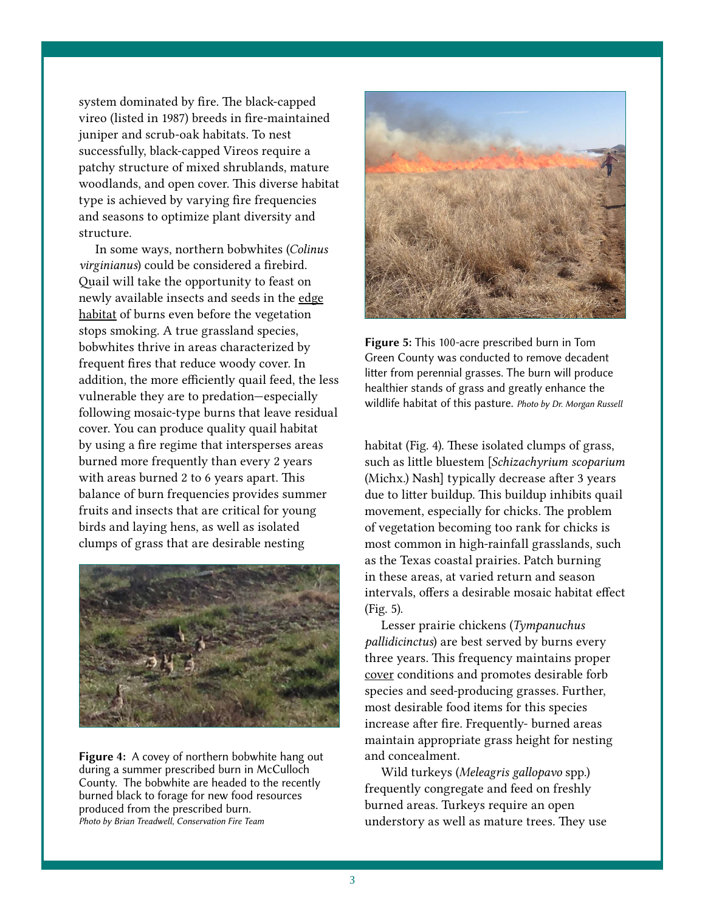system dominated by fire. The black-capped vireo (listed in 1987) breeds in fire-maintained juniper and scrub-oak habitats. To nest successfully, black-capped Vireos require a patchy structure of mixed shrublands, mature woodlands, and open cover. This diverse habitat type is achieved by varying fire frequencies and seasons to optimize plant diversity and structure.

In some ways, northern bobwhites (*Colinus virginianus*) could be considered a firebird. Quail will take the opportunity to feast on newly available insects and seeds in the edge habitat of burns even before the vegetation stops smoking. A true grassland species, bobwhites thrive in areas characterized by frequent fires that reduce woody cover. In addition, the more efficiently quail feed, the less vulnerable they are to predation—especially following mosaic-type burns that leave residual cover. You can produce quality quail habitat by using a fire regime that intersperses areas burned more frequently than every 2 years with areas burned 2 to 6 years apart. This balance of burn frequencies provides summer fruits and insects that are critical for young birds and laying hens, as well as isolated clumps of grass that are desirable nesting habitat (Fig. 4). These isolated clumps of grass, such as little bluestem [*Schizachyrium scoparium* (Michx.) Nash] typically decrease after 3 years due to litter buildup. This buildup inhibits quail movement, especially for chicks. The problem of vegetation becoming too rank for chicks is most common in high-rainfall grasslands, such as the Texas coastal prairies. Patch burning in these areas, at varied return and season intervals, offers a desirable mosaic habitat effect (Fig. 5).

**Figure 4:** A covey of northern bobwhite hang out during a summer prescribed burn in McCulloch County. The bobwhite are headed to the recently burned black to forage for new food resources produced from the prescribed burn. *Photo by Brian Treadwell, Conservation Fire Team*

**Figure 5:** This 100-acre prescribed burn in Tom Green County was conducted to remove decadent litter from perennial grasses. The burn will produce healthier stands of grass and greatly enhance the wildlife habitat of this pasture. *Photo by Dr. Morgan Russell*

Lesser prairie chickens (*Tympanuchus pallidicinctus*) are best served by burns every three years. This frequency maintains proper cover conditions and promotes desirable forb species and seed-producing grasses. Further, most desirable food items for this species increase after fire. Frequently- burned areas maintain appropriate grass height for nesting and concealment.

Wild turkeys (*Meleagris gallopavo* spp.) frequently congregate and feed on freshly burned areas. Turkeys require an open understory as well as mature trees. They use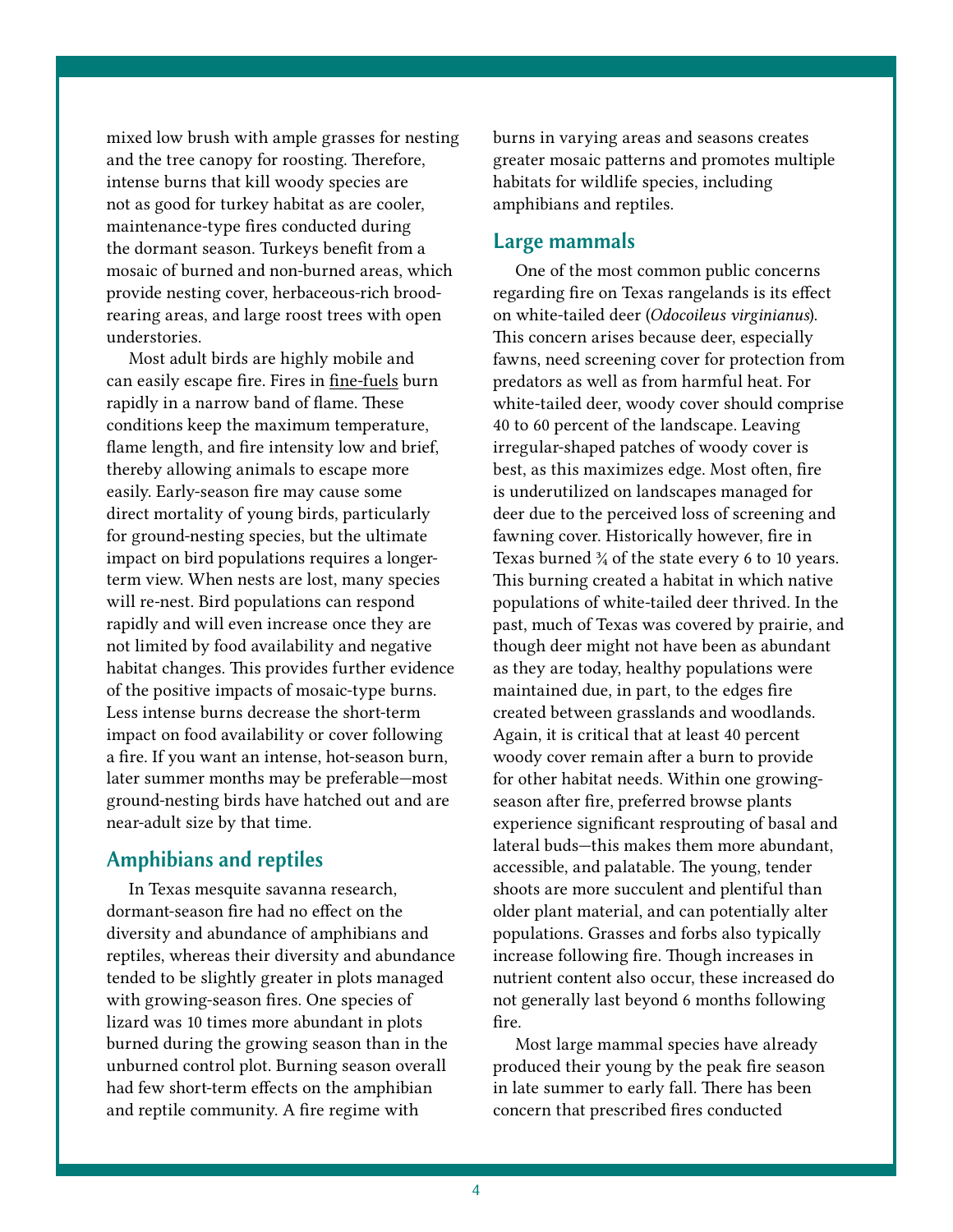mixed low brush with ample grasses for nesting and the tree canopy for roosting. Therefore, intense burns that kill woody species are not as good for turkey habitat as are cooler, maintenance-type fires conducted during the dormant season. Turkeys benefit from a mosaic of burned and non-burned areas, which provide nesting cover, herbaceous-rich brood-rearing areas, and large roost trees with open understories.

Most adult birds are highly mobile and can easily escape fire. Fires in fine-fuels burn rapidly in a narrow band of flame. These conditions keep the maximum temperature, flame length, and fire intensity low and brief, thereby allowing animals to escape more easily. Early-season fire may cause some direct mortality of young birds, particularly for ground-nesting species, but the ultimate impact on bird populations requires a longer-term view. When nests are lost, many species will re-nest. Bird populations can respond rapidly and will even increase once they are not limited by food availability and negative habitat changes. This provides further evidence of the positive impacts of mosaic-type burns. Less intense burns decrease the short-term impact on food availability or cover following a fire. If you want an intense, hot-season burn, later summer months may be preferable—most ground-nesting birds have hatched out and are near-adult size by that time.

## Amphibians and reptiles

In Texas mesquite savanna research, dormant-season fire had no effect on the diversity and abundance of amphibians and reptiles, whereas their diversity and abundance tended to be slightly greater in plots managed with growing-season fires. One species of lizard was 10 times more abundant in plots burned during the growing season than in the unburned control plot. Burning season overall had few short-term effects on the amphibian and reptile community. A fire regime with burns in varying areas and seasons creates greater mosaic patterns and promotes multiple habitats for wildlife species, including amphibians and reptiles.

## Large mammals

One of the most common public concerns regarding fire on Texas rangelands is its effect on white-tailed deer (*Odocoileus virginianus*). This concern arises because deer, especially fawns, need screening cover for protection from predators as well as from harmful heat. For white-tailed deer, woody cover should comprise 40 to 60 percent of the landscape. Leaving irregular-shaped patches of woody cover is best, as this maximizes edge. Most often, fire is underutilized on landscapes managed for deer due to the perceived loss of screening and fawning cover. Historically however, fire in Texas burned ¾ of the state every 6 to 10 years. This burning created a habitat in which native populations of white-tailed deer thrived. In the past, much of Texas was covered by prairie, and though deer might not have been as abundant as they are today, healthy populations were maintained due, in part, to the edges fire created between grasslands and woodlands. Again, it is critical that at least 40 percent woody cover remain after a burn to provide for other habitat needs. Within one growing-season after fire, preferred browse plants experience significant resprouting of basal and lateral buds—this makes them more abundant, accessible, and palatable. The young, tender shoots are more succulent and plentiful than older plant material, and can potentially alter populations. Grasses and forbs also typically increase following fire. Though increases in nutrient content also occur, these increased do not generally last beyond 6 months following fire.

Most large mammal species have already produced their young by the peak fire season in late summer to early fall. There has been concern that prescribed fires conducted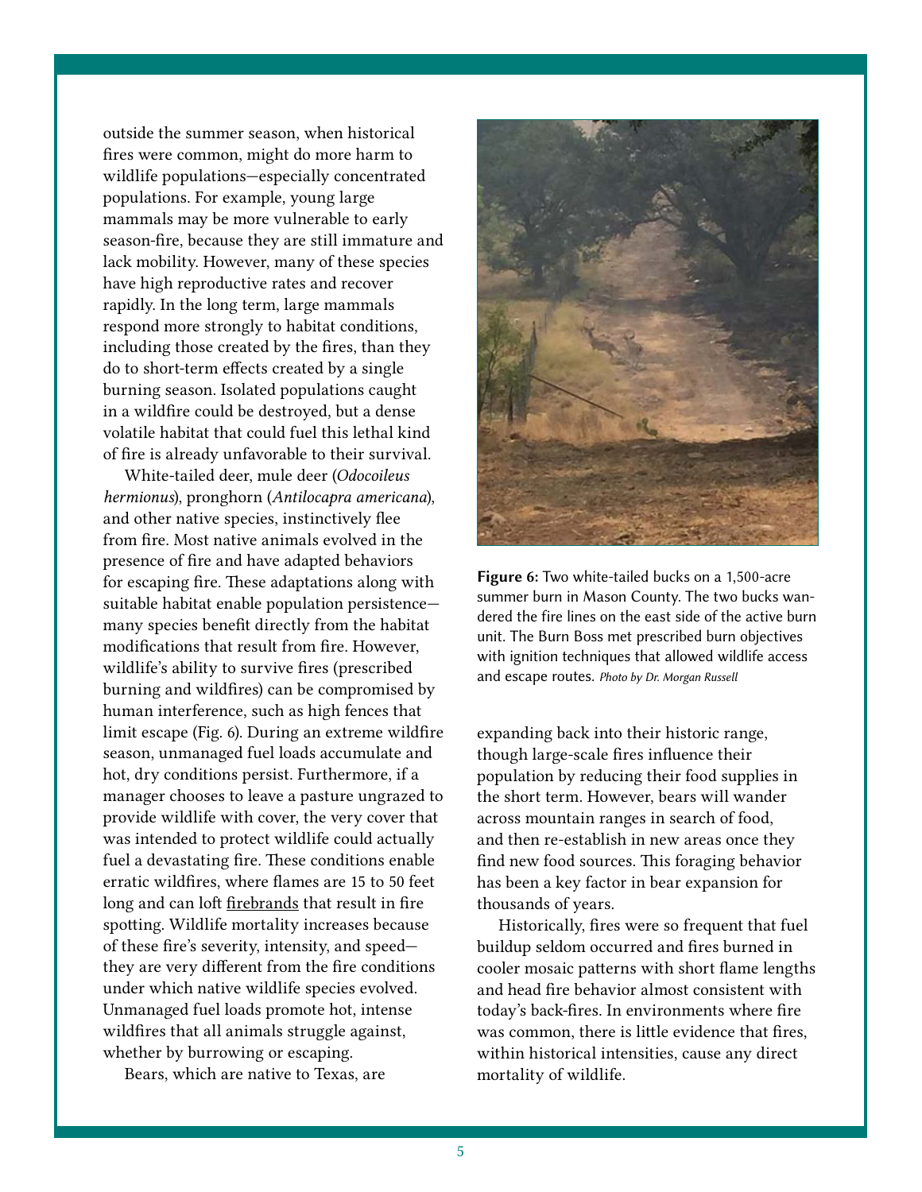outside the summer season, when historical fires were common, might do more harm to wildlife populations—especially concentrated populations. For example, young large mammals may be more vulnerable to early season-fire, because they are still immature and lack mobility. However, many of these species have high reproductive rates and recover rapidly. In the long term, large mammals respond more strongly to habitat conditions, including those created by the fires, than they do to short-term effects created by a single burning season. Isolated populations caught in a wildfire could be destroyed, but a dense volatile habitat that could fuel this lethal kind of fire is already unfavorable to their survival.

White-tailed deer, mule deer (*Odocoileus hermionus*), pronghorn (*Antilocapra americana*), and other native species, instinctively flee from fire. Most native animals evolved in the presence of fire and have adapted behaviors for escaping fire. These adaptations along with suitable habitat enable population persistence—many species benefit directly from the habitat modifications that result from fire. However, wildlife's ability to survive fires (prescribed burning and wildfires) can be compromised by human interference, such as high fences that limit escape (Fig. 6). During an extreme wildfire season, unmanaged fuel loads accumulate and hot, dry conditions persist. Furthermore, if a manager chooses to leave a pasture ungrazed to provide wildlife with cover, the very cover that was intended to protect wildlife could actually fuel a devastating fire. These conditions enable erratic wildfires, where flames are 15 to 50 feet long and can loft firebrands that result in fire spotting. Wildlife mortality increases because of these fire's severity, intensity, and speed—they are very different from the fire conditions under which native wildlife species evolved. Unmanaged fuel loads promote hot, intense wildfires that all animals struggle against, whether by burrowing or escaping.

**Figure 6:** Two white-tailed bucks on a 1,500-acre summer burn in Mason County. The two bucks wandered the fire lines on the east side of the active burn unit. The Burn Boss met prescribed burn objectives with ignition techniques that allowed wildlife access and escape routes. *Photo by Dr. Morgan Russell*

Bears, which are native to Texas, are expanding back into their historic range, though large-scale fires influence their population by reducing their food supplies in the short term. However, bears will wander across mountain ranges in search of food, and then re-establish in new areas once they find new food sources. This foraging behavior has been a key factor in bear expansion for thousands of years.

Historically, fires were so frequent that fuel buildup seldom occurred and fires burned in cooler mosaic patterns with short flame lengths and head fire behavior almost consistent with today's back-fires. In environments where fire was common, there is little evidence that fires, within historical intensities, cause any direct mortality of wildlife.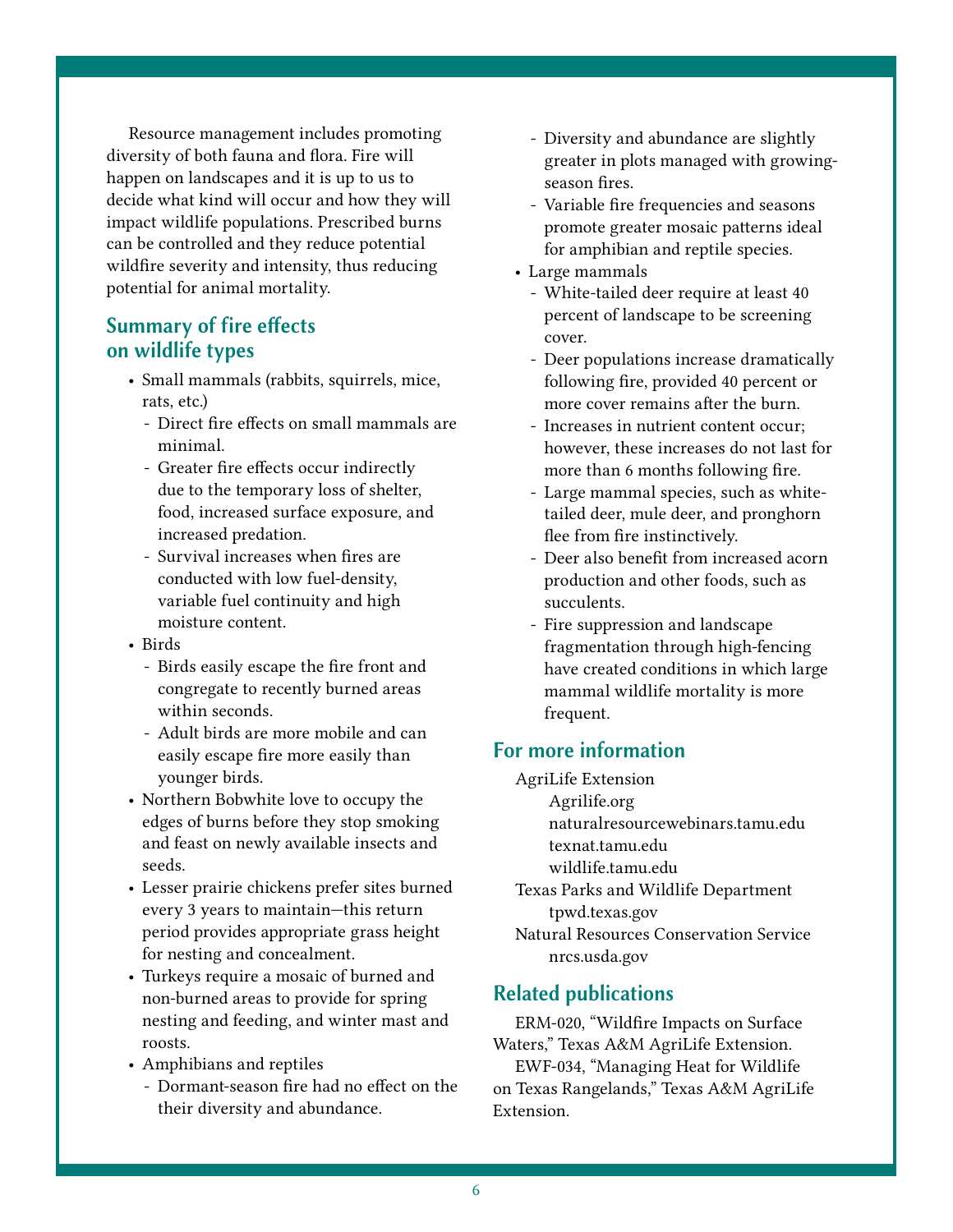Resource management includes promoting diversity of both fauna and flora. Fire will happen on landscapes and it is up to us to decide what kind will occur and how they will impact wildlife populations. Prescribed burns can be controlled and they reduce potential wildfire severity and intensity, thus reducing potential for animal mortality.

## Summary of fire effects on wildlife types

- Small mammals (rabbits, squirrels, mice, rats, etc.)
  - Direct fire effects on small mammals are minimal.
  - Greater fire effects occur indirectly due to the temporary loss of shelter, food, increased surface exposure, and increased predation.
  - Survival increases when fires are conducted with low fuel-density, variable fuel continuity and high moisture content.
- Birds
  - Birds easily escape the fire front and congregate to recently burned areas within seconds.
  - Adult birds are more mobile and can easily escape fire more easily than younger birds.
- Northern Bobwhite love to occupy the edges of burns before they stop smoking and feast on newly available insects and seeds.
- Lesser prairie chickens prefer sites burned every 3 years to maintain—this return period provides appropriate grass height for nesting and concealment.
- Turkeys require a mosaic of burned and non-burned areas to provide for spring nesting and feeding, and winter mast and roosts.
- Amphibians and reptiles
  - Dormant-season fire had no effect on the their diversity and abundance.
  - Diversity and abundance are slightly greater in plots managed with growing-season fires.
  - Variable fire frequencies and seasons promote greater mosaic patterns ideal for amphibian and reptile species.
- Large mammals
  - White-tailed deer require at least 40 percent of landscape to be screening cover.
  - Deer populations increase dramatically following fire, provided 40 percent or more cover remains after the burn.
  - Increases in nutrient content occur; however, these increases do not last for more than 6 months following fire.
  - Large mammal species, such as white-tailed deer, mule deer, and pronghorn flee from fire instinctively.
  - Deer also benefit from increased acorn production and other foods, such as succulents.
  - Fire suppression and landscape fragmentation through high-fencing have created conditions in which large mammal wildlife mortality is more frequent.

## For more information

AgriLife Extension
- Agrilife.org
- naturalresourcewebinars.tamu.edu
- texnat.tamu.edu
- wildlife.tamu.edu

Texas Parks and Wildlife Department
- tpwd.texas.gov

Natural Resources Conservation Service
- nrcs.usda.gov

## Related publications

ERM-020, "Wildfire Impacts on Surface Waters," Texas A&M AgriLife Extension.

EWF-034, "Managing Heat for Wildlife on Texas Rangelands," Texas A&M AgriLife Extension.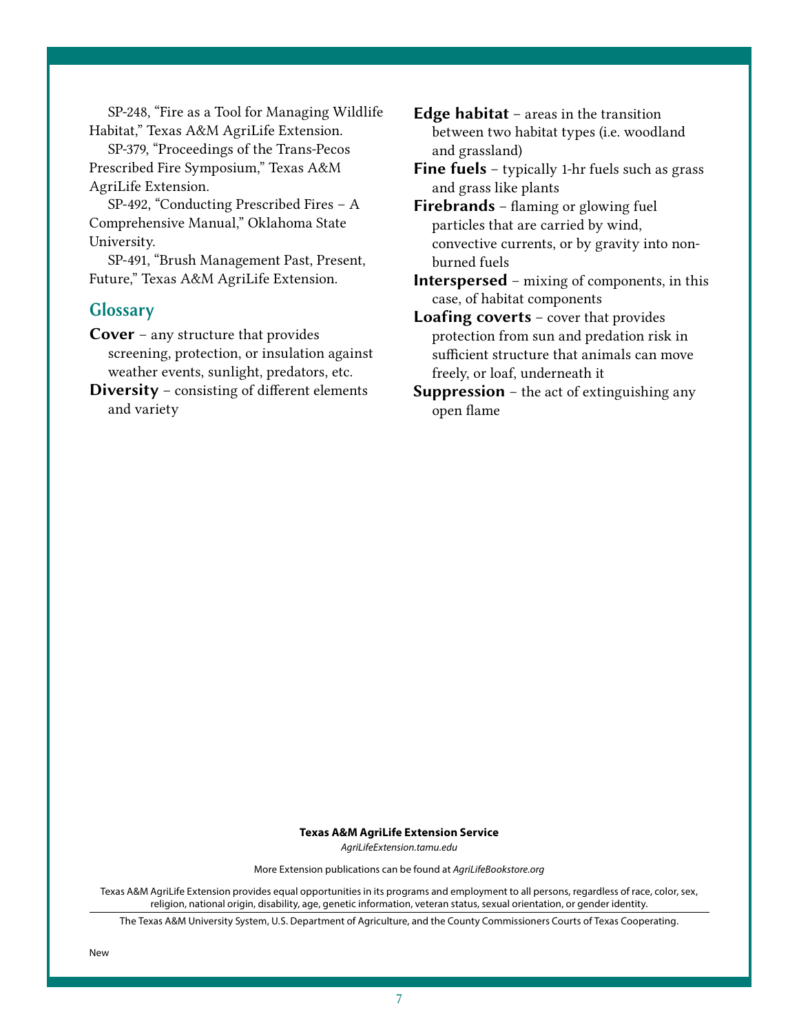SP-248, "Fire as a Tool for Managing Wildlife Habitat," Texas A&M AgriLife Extension.

SP-379, "Proceedings of the Trans-Pecos Prescribed Fire Symposium," Texas A&M AgriLife Extension.

SP-492, "Conducting Prescribed Fires – A Comprehensive Manual," Oklahoma State University.

SP-491, "Brush Management Past, Present, Future," Texas A&M AgriLife Extension.

## Glossary

**Cover** – any structure that provides screening, protection, or insulation against weather events, sunlight, predators, etc.

**Diversity** – consisting of different elements and variety

**Edge habitat** – areas in the transition between two habitat types (i.e. woodland and grassland)

**Fine fuels** – typically 1-hr fuels such as grass and grass like plants

**Firebrands** – flaming or glowing fuel particles that are carried by wind, convective currents, or by gravity into non-burned fuels

**Interspersed** – mixing of components, in this case, of habitat components

**Loafing coverts** – cover that provides protection from sun and predation risk in sufficient structure that animals can move freely, or loaf, underneath it

**Suppression** – the act of extinguishing any open flame

**Texas A&M AgriLife Extension Service**
*AgriLifeExtension.tamu.edu*

More Extension publications can be found at *AgriLifeBookstore.org*

Texas A&M AgriLife Extension provides equal opportunities in its programs and employment to all persons, regardless of race, color, sex, religion, national origin, disability, age, genetic information, veteran status, sexual orientation, or gender identity.

The Texas A&M University System, U.S. Department of Agriculture, and the County Commissioners Courts of Texas Cooperating.

New